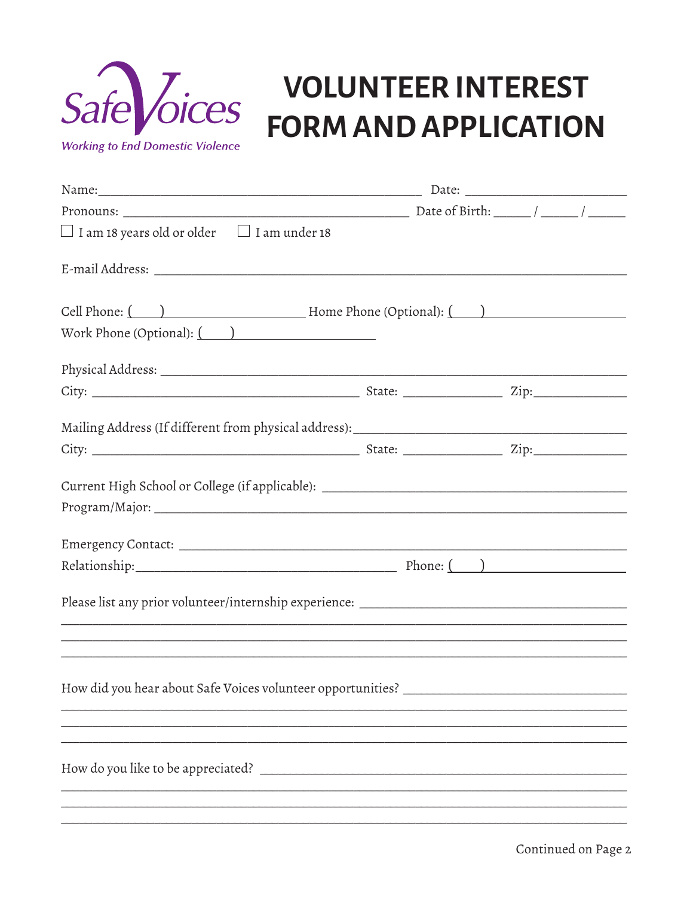Safe Voices

*Working to End Domestic Violence*

# VOLUNTEER INTEREST FORM AND APPLICATION

Name: ______________________________________________ Date: ______________________

Pronouns: ________________________________________ Date of Birth: _____ / _____ / _____

☐ I am 18 years old or older ☐ I am under 18

E-mail Address: ____________________________________________________________________

Cell Phone: ( ) ____________________ Home Phone (Optional): ( ) ____________________

Work Phone (Optional): ( ) ____________________

Physical Address: ___________________________________________________________________

City: ______________________________________ State: ______________ Zip: _____________

Mailing Address (If different from physical address): ______________________________________

City: ______________________________________ State: ______________ Zip: _____________

Current High School or College (if applicable): ___________________________________________

Program/Major: _____________________________________________________________________

Emergency Contact: _________________________________________________________________

Relationship: _____________________________________ Phone: ( ) ____________________

Please list any prior volunteer/internship experience: _____________________________________

_____________________________________________________________________________________

_____________________________________________________________________________________

_____________________________________________________________________________________

How did you hear about Safe Voices volunteer opportunities? ______________________________

_____________________________________________________________________________________

_____________________________________________________________________________________

_____________________________________________________________________________________

How do you like to be appreciated? ____________________________________________________

_____________________________________________________________________________________

_____________________________________________________________________________________

_____________________________________________________________________________________

Continued on Page 2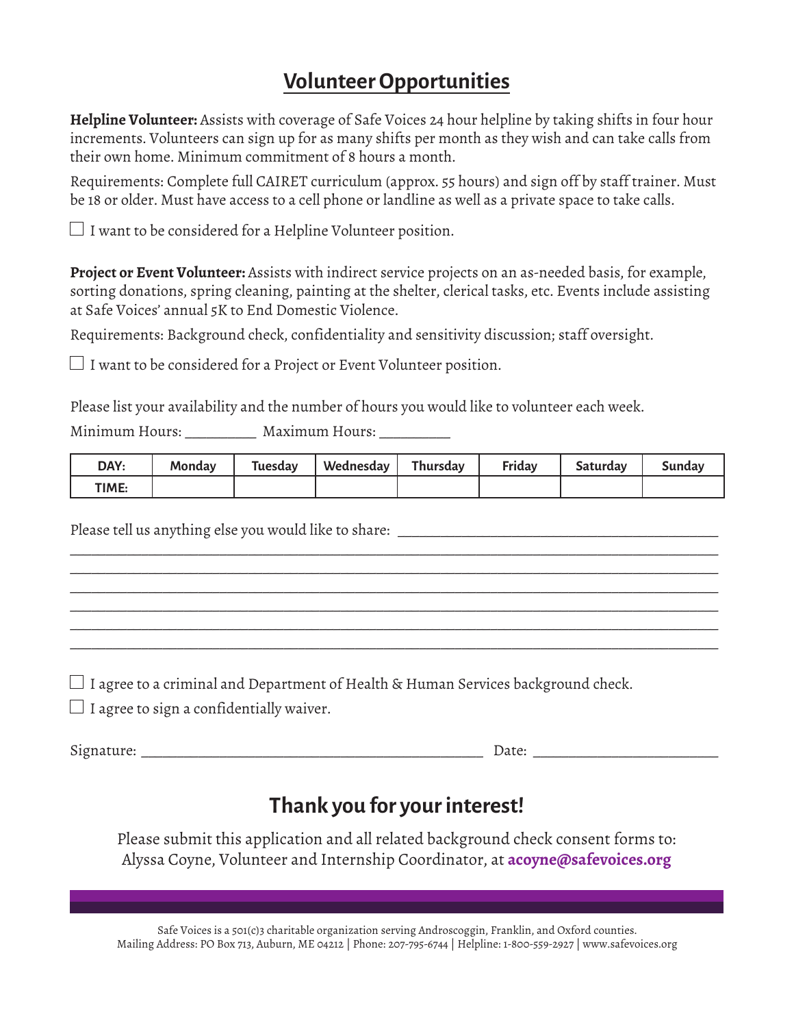## Volunteer Opportunities

**Helpline Volunteer:** Assists with coverage of Safe Voices 24 hour helpline by taking shifts in four hour increments. Volunteers can sign up for as many shifts per month as they wish and can take calls from their own home. Minimum commitment of 8 hours a month.

Requirements: Complete full CAIRET curriculum (approx. 55 hours) and sign off by staff trainer. Must be 18 or older. Must have access to a cell phone or landline as well as a private space to take calls.

☐ I want to be considered for a Helpline Volunteer position.

**Project or Event Volunteer:** Assists with indirect service projects on an as-needed basis, for example, sorting donations, spring cleaning, painting at the shelter, clerical tasks, etc. Events include assisting at Safe Voices' annual 5K to End Domestic Violence.

Requirements: Background check, confidentiality and sensitivity discussion; staff oversight.

☐ I want to be considered for a Project or Event Volunteer position.

Please list your availability and the number of hours you would like to volunteer each week.

Minimum Hours: _________ Maximum Hours: _________

| DAY: | Monday | Tuesday | Wednesday | Thursday | Friday | Saturday | Sunday |
|---|---|---|---|---|---|---|---|
| TIME: | | | | | | | |

Please tell us anything else you would like to share: ________________________________________

________________________________________________________________________________

________________________________________________________________________________

________________________________________________________________________________

________________________________________________________________________________

________________________________________________________________________________

________________________________________________________________________________

☐ I agree to a criminal and Department of Health & Human Services background check.

☐ I agree to sign a confidentially waiver.

Signature: ____________________________________________ Date: ______________________

## Thank you for your interest!

Please submit this application and all related background check consent forms to:
Alyssa Coyne, Volunteer and Internship Coordinator, at **acoyne@safevoices.org**

Safe Voices is a 501(c)3 charitable organization serving Androscoggin, Franklin, and Oxford counties.
Mailing Address: PO Box 713, Auburn, ME 04212 | Phone: 207-795-6744 | Helpline: 1-800-559-2927 | www.safevoices.org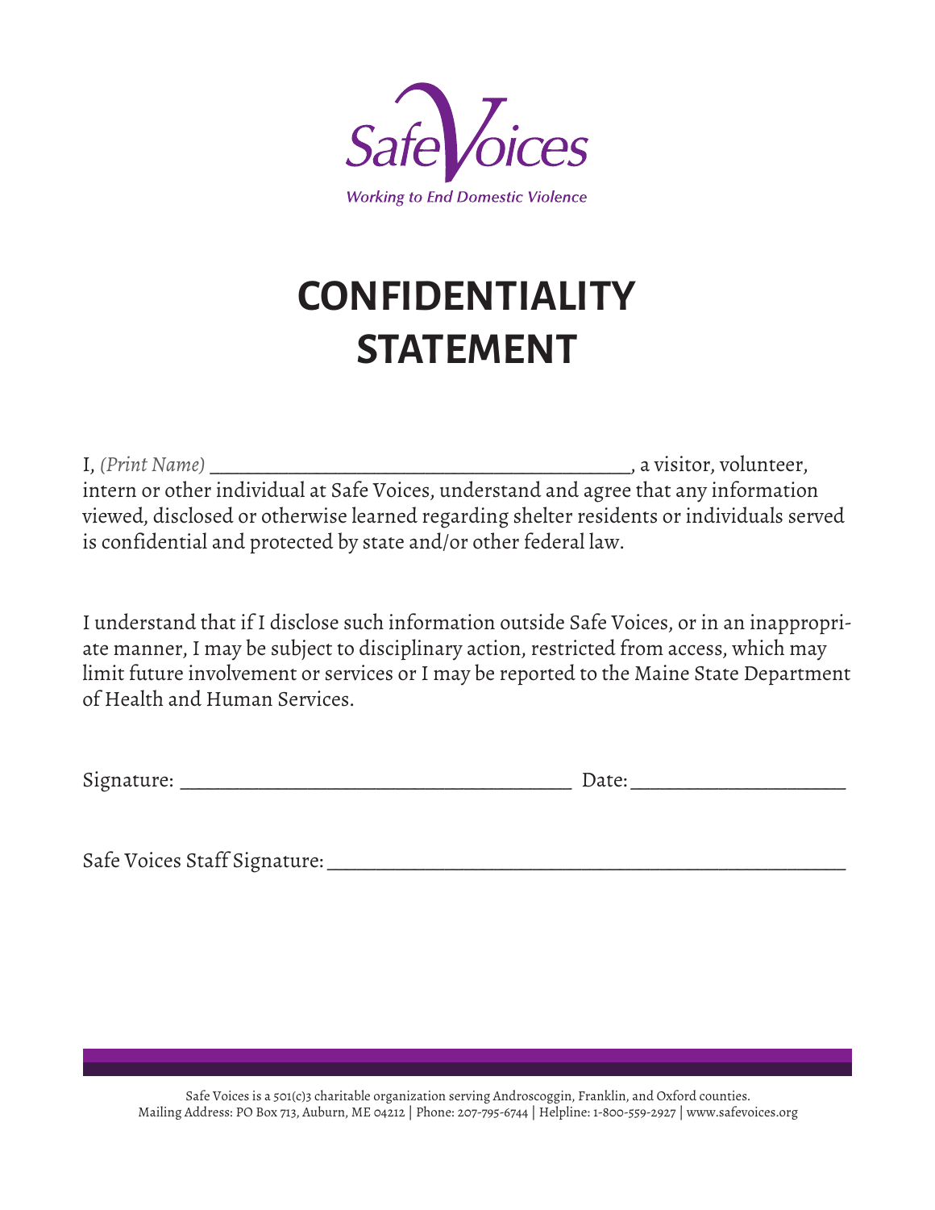SafeVoices

Working to End Domestic Violence

# CONFIDENTIALITY STATEMENT

I, *(Print Name)* ___________________________________________, a visitor, volunteer, intern or other individual at Safe Voices, understand and agree that any information viewed, disclosed or otherwise learned regarding shelter residents or individuals served is confidential and protected by state and/or other federal law.

I understand that if I disclose such information outside Safe Voices, or in an inappropriate manner, I may be subject to disciplinary action, restricted from access, which may limit future involvement or services or I may be reported to the Maine State Department of Health and Human Services.

Signature: ______________________________________ Date: ____________________

Safe Voices Staff Signature: __________________________________________________

Safe Voices is a 501(c)3 charitable organization serving Androscoggin, Franklin, and Oxford counties.
Mailing Address: PO Box 713, Auburn, ME 04212 | Phone: 207-795-6744 | Helpline: 1-800-559-2927 | www.safevoices.org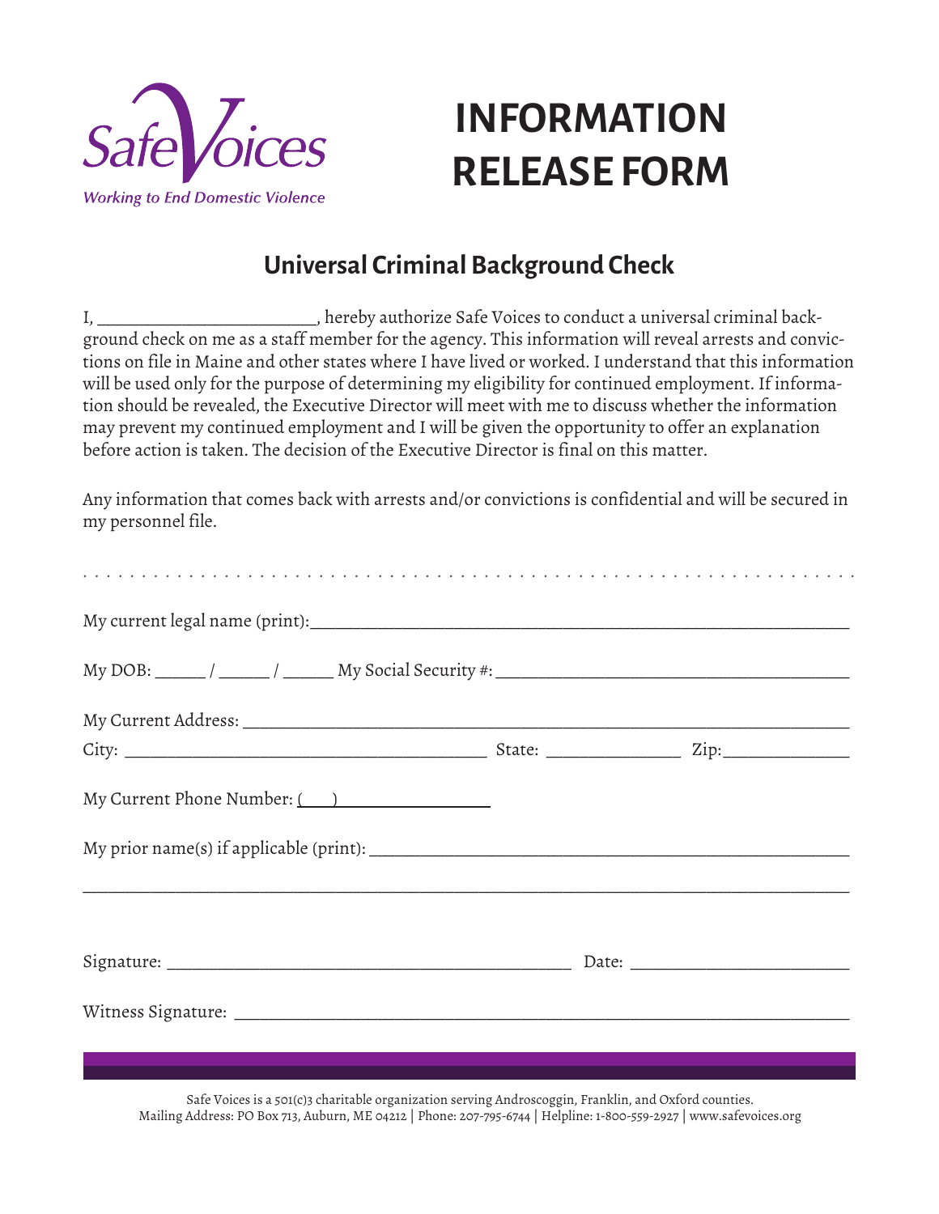Safe Voices

*Working to End Domestic Violence*

# INFORMATION RELEASE FORM

## Universal Criminal Background Check

I, _______________________, hereby authorize Safe Voices to conduct a universal criminal background check on me as a staff member for the agency. This information will reveal arrests and convictions on file in Maine and other states where I have lived or worked. I understand that this information will be used only for the purpose of determining my eligibility for continued employment. If information should be revealed, the Executive Director will meet with me to discuss whether the information may prevent my continued employment and I will be given the opportunity to offer an explanation before action is taken. The decision of the Executive Director is final on this matter.

Any information that comes back with arrests and/or convictions is confidential and will be secured in my personnel file.

My current legal name (print):_______________________________________________

My DOB: _____ / _____ / _____ My Social Security #: ______________________________

My Current Address: _____________________________________________________

City: ________________________________ State: ____________ Zip:____________

My Current Phone Number: (___) _______________

My prior name(s) if applicable (print): ______________________________________

______________________________________________________________________

Signature: ____________________________________ Date: ____________________

Witness Signature: _______________________________________________________

Safe Voices is a 501(c)3 charitable organization serving Androscoggin, Franklin, and Oxford counties.
Mailing Address: PO Box 713, Auburn, ME 04212 | Phone: 207-795-6744 | Helpline: 1-800-559-2927 | www.safevoices.org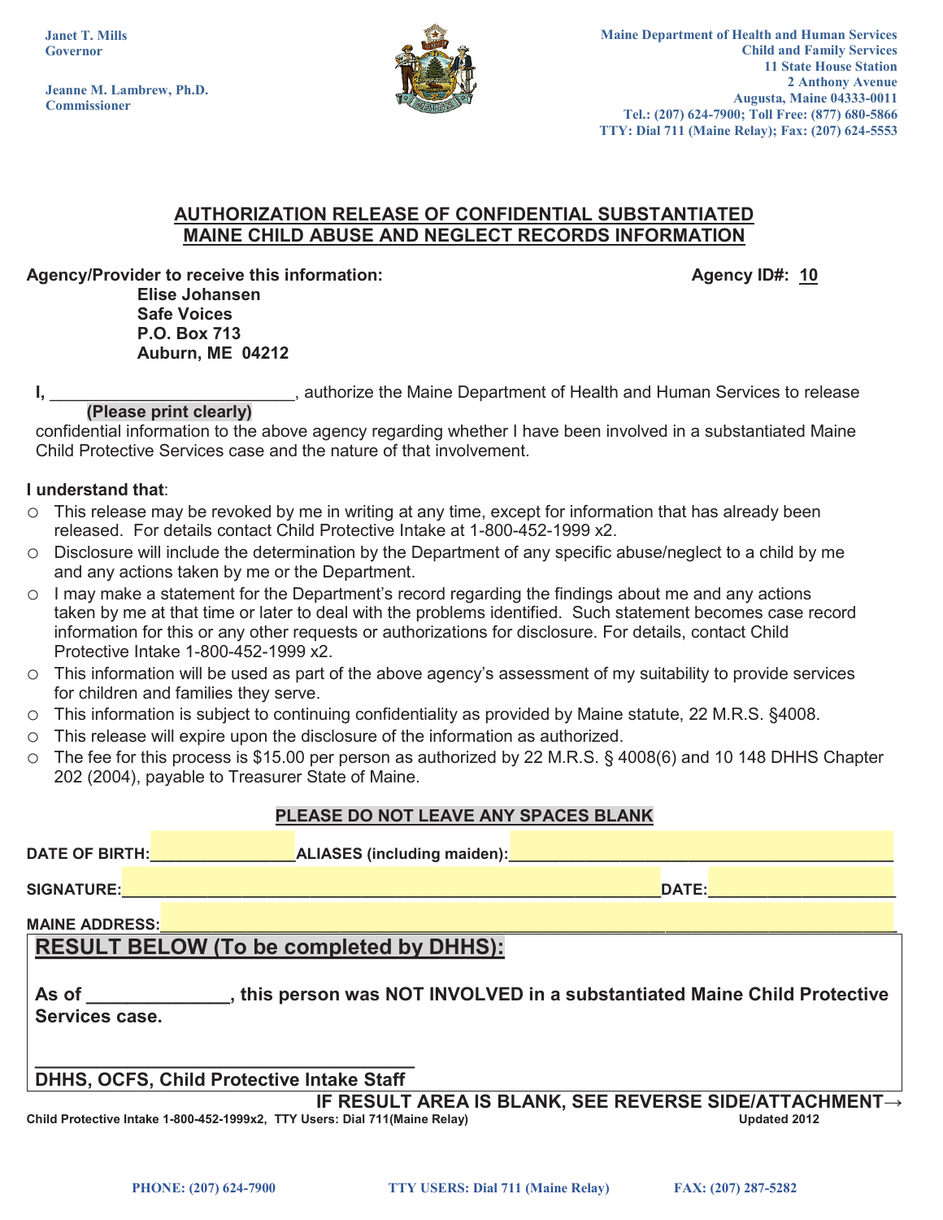Janet T. Mills
Governor

Jeanne M. Lambrew, Ph.D.
Commissioner

Maine Department of Health and Human Services
Child and Family Services
11 State House Station
2 Anthony Avenue
Augusta, Maine 04333-0011
Tel.: (207) 624-7900; Toll Free: (877) 680-5866
TTY: Dial 711 (Maine Relay); Fax: (207) 624-5553

## AUTHORIZATION RELEASE OF CONFIDENTIAL SUBSTANTIATED MAINE CHILD ABUSE AND NEGLECT RECORDS INFORMATION

**Agency/Provider to receive this information:** **Agency ID#: 10**

**Elise Johansen**
**Safe Voices**
**P.O. Box 713**
**Auburn, ME 04212**

**I,** __________________________, authorize the Maine Department of Health and Human Services to release
**(Please print clearly)**
confidential information to the above agency regarding whether I have been involved in a substantiated Maine Child Protective Services case and the nature of that involvement.

**I understand that**:

- This release may be revoked by me in writing at any time, except for information that has already been released. For details contact Child Protective Intake at 1-800-452-1999 x2.
- Disclosure will include the determination by the Department of any specific abuse/neglect to a child by me and any actions taken by me or the Department.
- I may make a statement for the Department's record regarding the findings about me and any actions taken by me at that time or later to deal with the problems identified. Such statement becomes case record information for this or any other requests or authorizations for disclosure. For details, contact Child Protective Intake 1-800-452-1999 x2.
- This information will be used as part of the above agency's assessment of my suitability to provide services for children and families they serve.
- This information is subject to continuing confidentiality as provided by Maine statute, 22 M.R.S. §4008.
- This release will expire upon the disclosure of the information as authorized.
- The fee for this process is $15.00 per person as authorized by 22 M.R.S. § 4008(6) and 10 148 DHHS Chapter 202 (2004), payable to Treasurer State of Maine.

**PLEASE DO NOT LEAVE ANY SPACES BLANK**

**DATE OF BIRTH:**________________ **ALIASES (including maiden):**________________________________________

**SIGNATURE:**______________________________________________________________ **DATE:**____________________

**MAINE ADDRESS:**__________________________________________________________________________________

## RESULT BELOW (To be completed by DHHS):

**As of ______________, this person was NOT INVOLVED in a substantiated Maine Child Protective Services case.**

____________________________________
**DHHS, OCFS, Child Protective Intake Staff**

**IF RESULT AREA IS BLANK, SEE REVERSE SIDE/ATTACHMENT→**

Child Protective Intake 1-800-452-1999x2, TTY Users: Dial 711(Maine Relay) Updated 2012

PHONE: (207) 624-7900 TTY USERS: Dial 711 (Maine Relay) FAX: (207) 287-5282